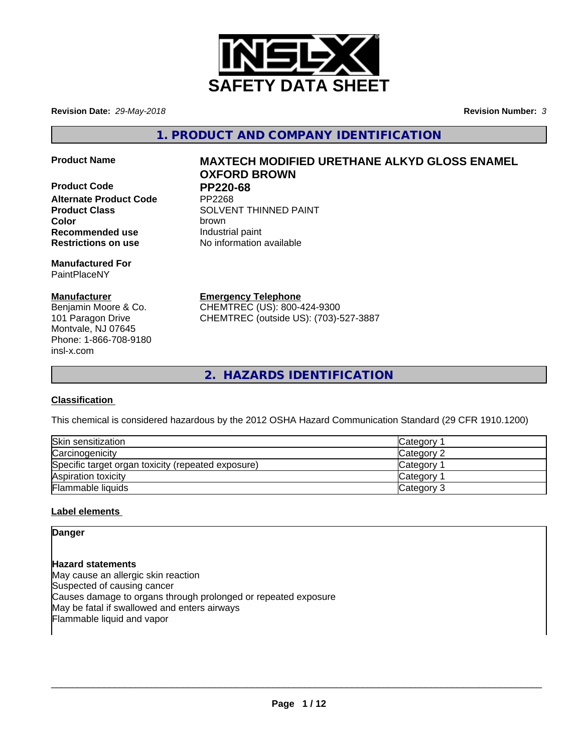# SAFETY DATA SHEET

**Revision Date:** *29-May-2018* **Revision Number:** *3*

## 1. PRODUCT AND COMPANY IDENTIFICATION

**Product Name** **MAXTECH MODIFIED URETHANE ALKYD GLOSS ENAMEL OXFORD BROWN**

**Product Code** **PP220-68**
**Alternate Product Code** PP2268
**Product Class** SOLVENT THINNED PAINT
**Color** brown
**Recommended use** Industrial paint
**Restrictions on use** No information available

**Manufactured For**
PaintPlaceNY

**Manufacturer**
Benjamin Moore & Co.
101 Paragon Drive
Montvale, NJ 07645
Phone: 1-866-708-9180
insl-x.com

**Emergency Telephone**
CHEMTREC (US): 800-424-9300
CHEMTREC (outside US): (703)-527-3887

## 2. HAZARDS IDENTIFICATION

**Classification**

This chemical is considered hazardous by the 2012 OSHA Hazard Communication Standard (29 CFR 1910.1200)

| | |
|---|---|
| Skin sensitization | Category 1 |
| Carcinogenicity | Category 2 |
| Specific target organ toxicity (repeated exposure) | Category 1 |
| Aspiration toxicity | Category 1 |
| Flammable liquids | Category 3 |

**Label elements**

**Danger**

**Hazard statements**
May cause an allergic skin reaction
Suspected of causing cancer
Causes damage to organs through prolonged or repeated exposure
May be fatal if swallowed and enters airways
Flammable liquid and vapor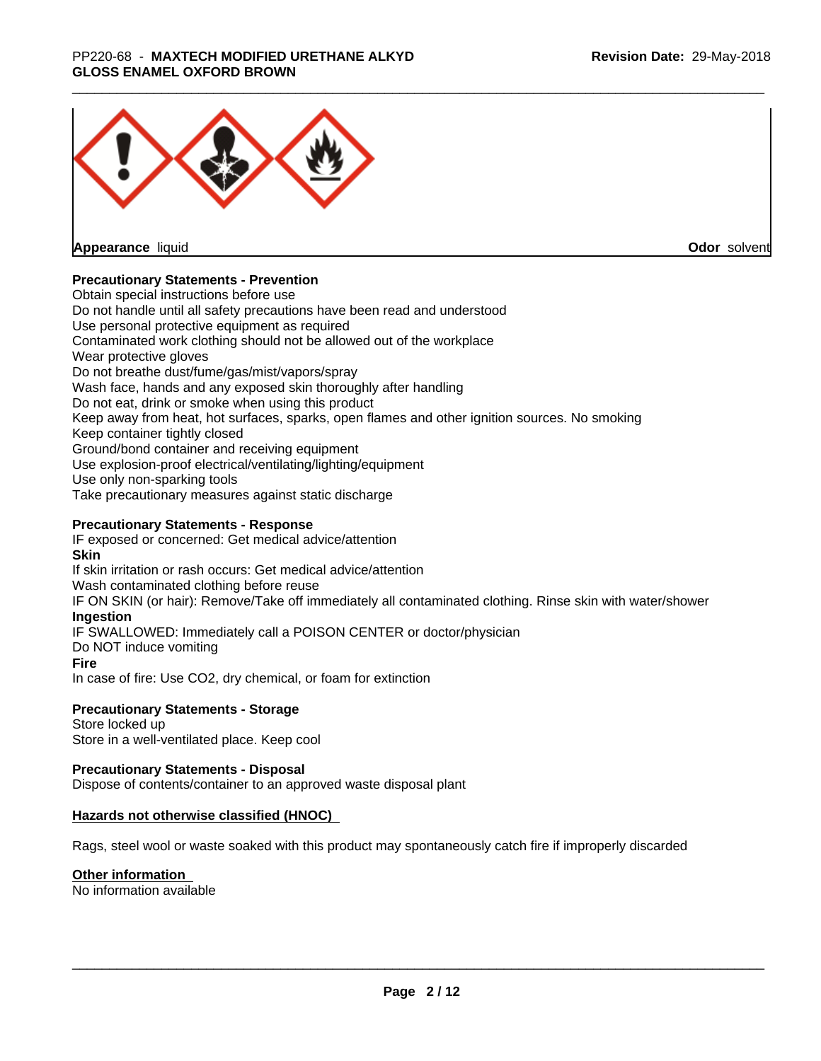**Appearance** liquid **Odor** solvent

**Precautionary Statements - Prevention**

Obtain special instructions before use
Do not handle until all safety precautions have been read and understood
Use personal protective equipment as required
Contaminated work clothing should not be allowed out of the workplace
Wear protective gloves
Do not breathe dust/fume/gas/mist/vapors/spray
Wash face, hands and any exposed skin thoroughly after handling
Do not eat, drink or smoke when using this product
Keep away from heat, hot surfaces, sparks, open flames and other ignition sources. No smoking
Keep container tightly closed
Ground/bond container and receiving equipment
Use explosion-proof electrical/ventilating/lighting/equipment
Use only non-sparking tools
Take precautionary measures against static discharge

**Precautionary Statements - Response**

IF exposed or concerned: Get medical advice/attention

**Skin**

If skin irritation or rash occurs: Get medical advice/attention
Wash contaminated clothing before reuse
IF ON SKIN (or hair): Remove/Take off immediately all contaminated clothing. Rinse skin with water/shower

**Ingestion**

IF SWALLOWED: Immediately call a POISON CENTER or doctor/physician
Do NOT induce vomiting

**Fire**

In case of fire: Use $CO_2$, dry chemical, or foam for extinction

**Precautionary Statements - Storage**

Store locked up
Store in a well-ventilated place. Keep cool

**Precautionary Statements - Disposal**

Dispose of contents/container to an approved waste disposal plant

**Hazards not otherwise classified (HNOC)**

Rags, steel wool or waste soaked with this product may spontaneously catch fire if improperly discarded

**Other information**

No information available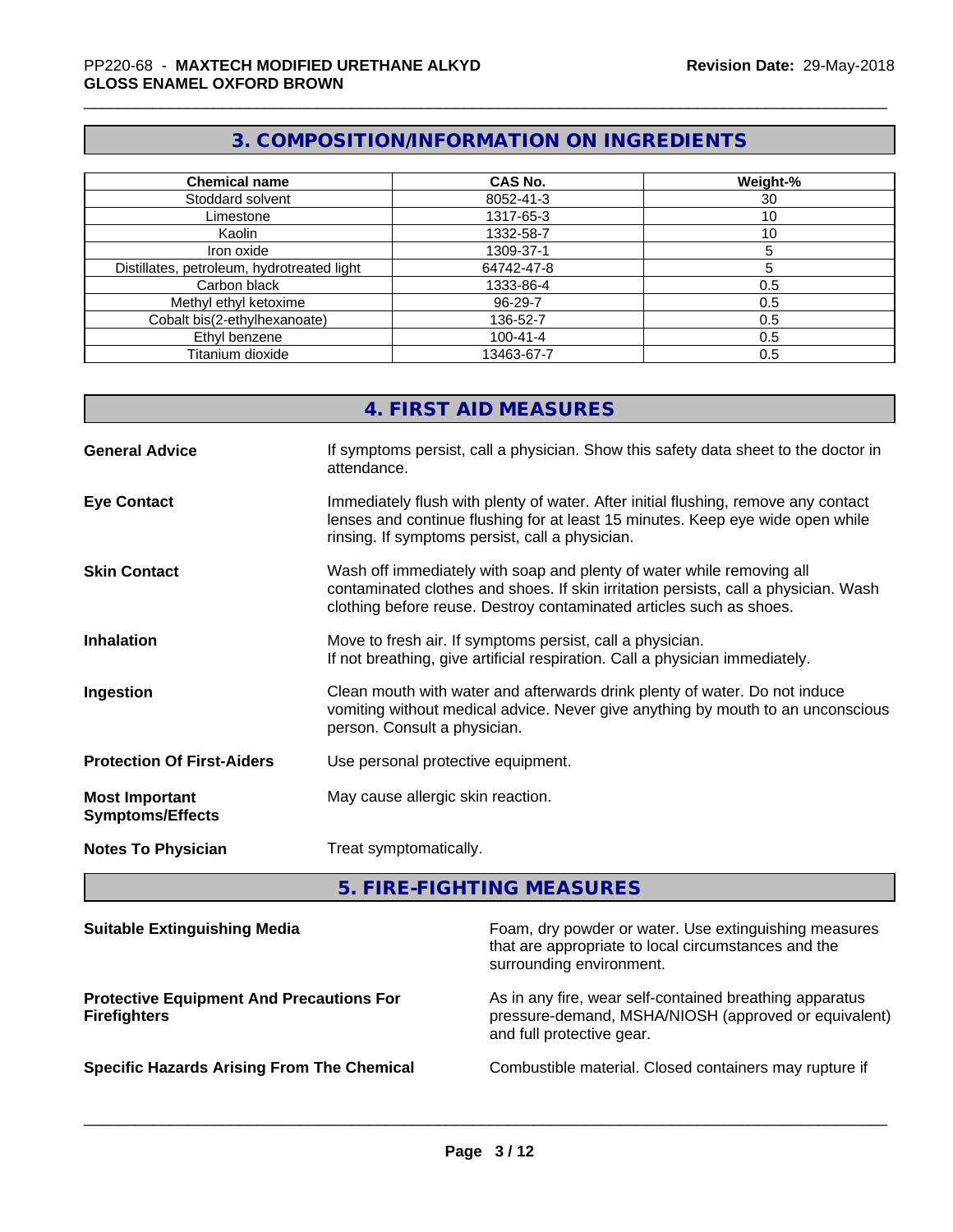## 3. COMPOSITION/INFORMATION ON INGREDIENTS

| Chemical name | CAS No. | Weight-% |
| --- | --- | --- |
| Stoddard solvent | 8052-41-3 | 30 |
| Limestone | 1317-65-3 | 10 |
| Kaolin | 1332-58-7 | 10 |
| Iron oxide | 1309-37-1 | 5 |
| Distillates, petroleum, hydrotreated light | 64742-47-8 | 5 |
| Carbon black | 1333-86-4 | 0.5 |
| Methyl ethyl ketoxime | 96-29-7 | 0.5 |
| Cobalt bis(2-ethylhexanoate) | 136-52-7 | 0.5 |
| Ethyl benzene | 100-41-4 | 0.5 |
| Titanium dioxide | 13463-67-7 | 0.5 |

## 4. FIRST AID MEASURES

**General Advice** If symptoms persist, call a physician. Show this safety data sheet to the doctor in attendance.

**Eye Contact** Immediately flush with plenty of water. After initial flushing, remove any contact lenses and continue flushing for at least 15 minutes. Keep eye wide open while rinsing. If symptoms persist, call a physician.

**Skin Contact** Wash off immediately with soap and plenty of water while removing all contaminated clothes and shoes. If skin irritation persists, call a physician. Wash clothing before reuse. Destroy contaminated articles such as shoes.

**Inhalation** Move to fresh air. If symptoms persist, call a physician.
If not breathing, give artificial respiration. Call a physician immediately.

**Ingestion** Clean mouth with water and afterwards drink plenty of water. Do not induce vomiting without medical advice. Never give anything by mouth to an unconscious person. Consult a physician.

**Protection Of First-Aiders** Use personal protective equipment.

**Most Important Symptoms/Effects** May cause allergic skin reaction.

**Notes To Physician** Treat symptomatically.

## 5. FIRE-FIGHTING MEASURES

**Suitable Extinguishing Media** Foam, dry powder or water. Use extinguishing measures that are appropriate to local circumstances and the surrounding environment.

**Protective Equipment And Precautions For Firefighters** As in any fire, wear self-contained breathing apparatus pressure-demand, MSHA/NIOSH (approved or equivalent) and full protective gear.

**Specific Hazards Arising From The Chemical** Combustible material. Closed containers may rupture if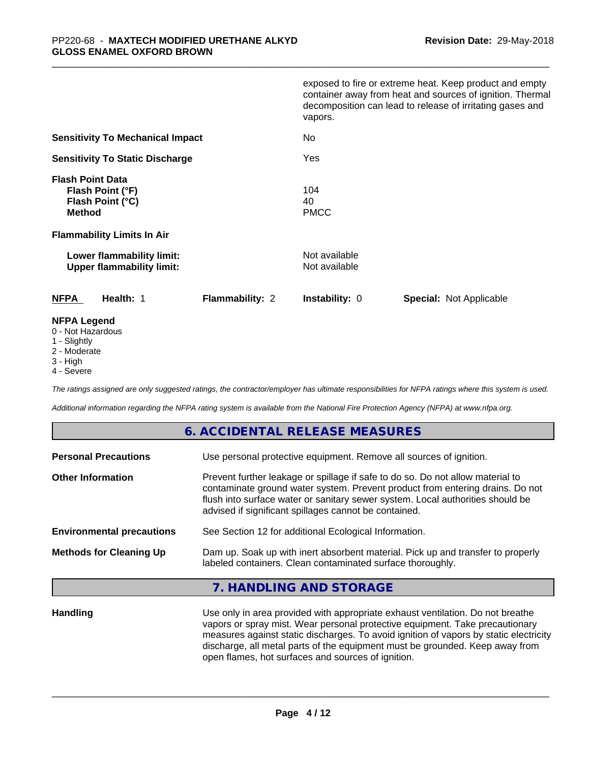| | |
|---|---|
| | exposed to fire or extreme heat. Keep product and empty container away from heat and sources of ignition. Thermal decomposition can lead to release of irritating gases and vapors. |
| **Sensitivity To Mechanical Impact** | No |
| **Sensitivity To Static Discharge** | Yes |
| **Flash Point Data** | |
| **Flash Point (°F)** | 104 |
| **Flash Point (°C)** | 40 |
| **Method** | PMCC |
| **Flammability Limits In Air** | |
| **Lower flammability limit:** | Not available |
| **Upper flammability limit:** | Not available |

| **NFPA** | **Health:** 1 | **Flammability:** 2 | **Instability:** 0 | **Special:** Not Applicable |
|---|---|---|---|---|

**NFPA Legend**

- 0 - Not Hazardous
- 1 - Slightly
- 2 - Moderate
- 3 - High
- 4 - Severe

*The ratings assigned are only suggested ratings, the contractor/employer has ultimate responsibilities for NFPA ratings where this system is used.*

*Additional information regarding the NFPA rating system is available from the National Fire Protection Agency (NFPA) at www.nfpa.org.*

## 6. ACCIDENTAL RELEASE MEASURES

| | |
|---|---|
| **Personal Precautions** | Use personal protective equipment. Remove all sources of ignition. |
| **Other Information** | Prevent further leakage or spillage if safe to do so. Do not allow material to contaminate ground water system. Prevent product from entering drains. Do not flush into surface water or sanitary sewer system. Local authorities should be advised if significant spillages cannot be contained. |
| **Environmental precautions** | See Section 12 for additional Ecological Information. |
| **Methods for Cleaning Up** | Dam up. Soak up with inert absorbent material. Pick up and transfer to properly labeled containers. Clean contaminated surface thoroughly. |

## 7. HANDLING AND STORAGE

| | |
|---|---|
| **Handling** | Use only in area provided with appropriate exhaust ventilation. Do not breathe vapors or spray mist. Wear personal protective equipment. Take precautionary measures against static discharges. To avoid ignition of vapors by static electricity discharge, all metal parts of the equipment must be grounded. Keep away from open flames, hot surfaces and sources of ignition. |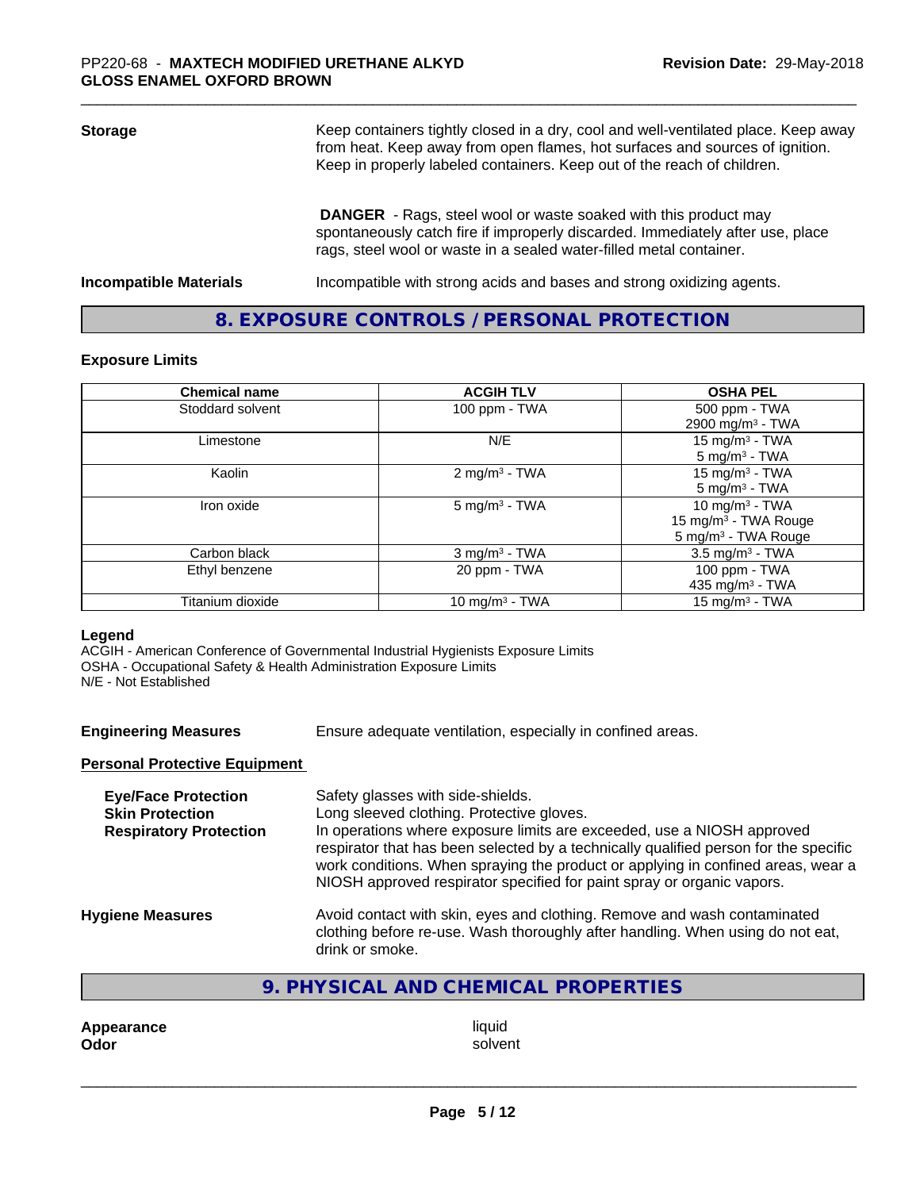**Storage**

Keep containers tightly closed in a dry, cool and well-ventilated place. Keep away from heat. Keep away from open flames, hot surfaces and sources of ignition. Keep in properly labeled containers. Keep out of the reach of children.

**DANGER** - Rags, steel wool or waste soaked with this product may spontaneously catch fire if improperly discarded. Immediately after use, place rags, steel wool or waste in a sealed water-filled metal container.

**Incompatible Materials**

Incompatible with strong acids and bases and strong oxidizing agents.

## 8. EXPOSURE CONTROLS / PERSONAL PROTECTION

### Exposure Limits

| Chemical name | ACGIH TLV | OSHA PEL |
|---|---|---|
| Stoddard solvent | 100 ppm - TWA | 500 ppm - TWA<br>2900 mg/m³ - TWA |
| Limestone | N/E | 15 mg/m³ - TWA<br>5 mg/m³ - TWA |
| Kaolin | 2 mg/m³ - TWA | 15 mg/m³ - TWA<br>5 mg/m³ - TWA |
| Iron oxide | 5 mg/m³ - TWA | 10 mg/m³ - TWA<br>15 mg/m³ - TWA Rouge<br>5 mg/m³ - TWA Rouge |
| Carbon black | 3 mg/m³ - TWA | 3.5 mg/m³ - TWA |
| Ethyl benzene | 20 ppm - TWA | 100 ppm - TWA<br>435 mg/m³ - TWA |
| Titanium dioxide | 10 mg/m³ - TWA | 15 mg/m³ - TWA |

**Legend**

ACGIH - American Conference of Governmental Industrial Hygienists Exposure Limits
OSHA - Occupational Safety & Health Administration Exposure Limits
N/E - Not Established

**Engineering Measures**

Ensure adequate ventilation, especially in confined areas.

**Personal Protective Equipment**

**Eye/Face Protection**

Safety glasses with side-shields.

**Skin Protection**

Long sleeved clothing. Protective gloves.

**Respiratory Protection**

In operations where exposure limits are exceeded, use a NIOSH approved respirator that has been selected by a technically qualified person for the specific work conditions. When spraying the product or applying in confined areas, wear a NIOSH approved respirator specified for paint spray or organic vapors.

**Hygiene Measures**

Avoid contact with skin, eyes and clothing. Remove and wash contaminated clothing before re-use. Wash thoroughly after handling. When using do not eat, drink or smoke.

## 9. PHYSICAL AND CHEMICAL PROPERTIES

**Appearance** liquid
**Odor** solvent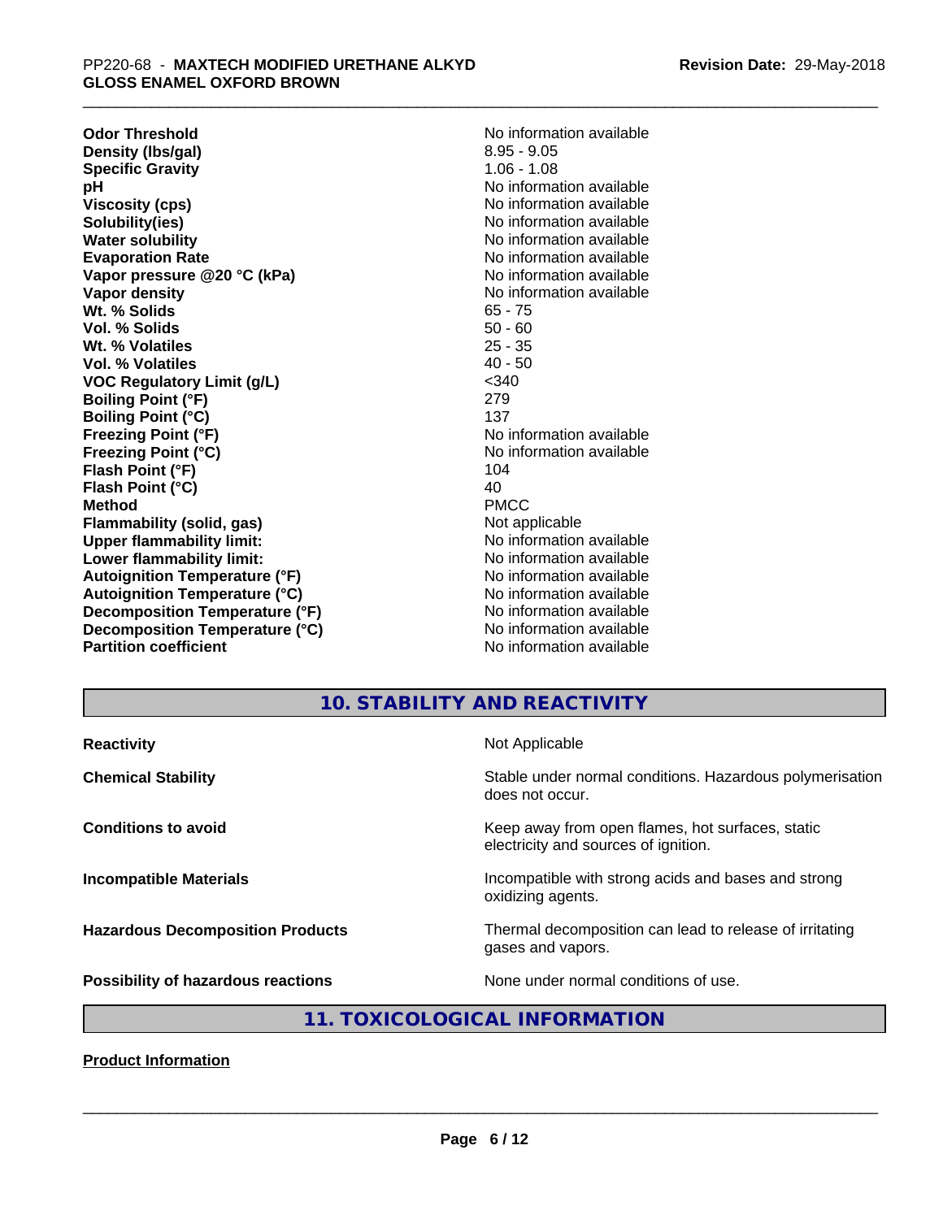| | |
|---|---|
| **Odor Threshold** | No information available |
| **Density (lbs/gal)** | 8.95 - 9.05 |
| **Specific Gravity** | 1.06 - 1.08 |
| **pH** | No information available |
| **Viscosity (cps)** | No information available |
| **Solubility(ies)** | No information available |
| **Water solubility** | No information available |
| **Evaporation Rate** | No information available |
| **Vapor pressure @20 °C (kPa)** | No information available |
| **Vapor density** | No information available |
| **Wt. % Solids** | 65 - 75 |
| **Vol. % Solids** | 50 - 60 |
| **Wt. % Volatiles** | 25 - 35 |
| **Vol. % Volatiles** | 40 - 50 |
| **VOC Regulatory Limit (g/L)** | <340 |
| **Boiling Point (°F)** | 279 |
| **Boiling Point (°C)** | 137 |
| **Freezing Point (°F)** | No information available |
| **Freezing Point (°C)** | No information available |
| **Flash Point (°F)** | 104 |
| **Flash Point (°C)** | 40 |
| **Method** | PMCC |
| **Flammability (solid, gas)** | Not applicable |
| **Upper flammability limit:** | No information available |
| **Lower flammability limit:** | No information available |
| **Autoignition Temperature (°F)** | No information available |
| **Autoignition Temperature (°C)** | No information available |
| **Decomposition Temperature (°F)** | No information available |
| **Decomposition Temperature (°C)** | No information available |
| **Partition coefficient** | No information available |

## 10. STABILITY AND REACTIVITY

| | |
|---|---|
| **Reactivity** | Not Applicable |
| **Chemical Stability** | Stable under normal conditions. Hazardous polymerisation does not occur. |
| **Conditions to avoid** | Keep away from open flames, hot surfaces, static electricity and sources of ignition. |
| **Incompatible Materials** | Incompatible with strong acids and bases and strong oxidizing agents. |
| **Hazardous Decomposition Products** | Thermal decomposition can lead to release of irritating gases and vapors. |
| **Possibility of hazardous reactions** | None under normal conditions of use. |

## 11. TOXICOLOGICAL INFORMATION

**Product Information**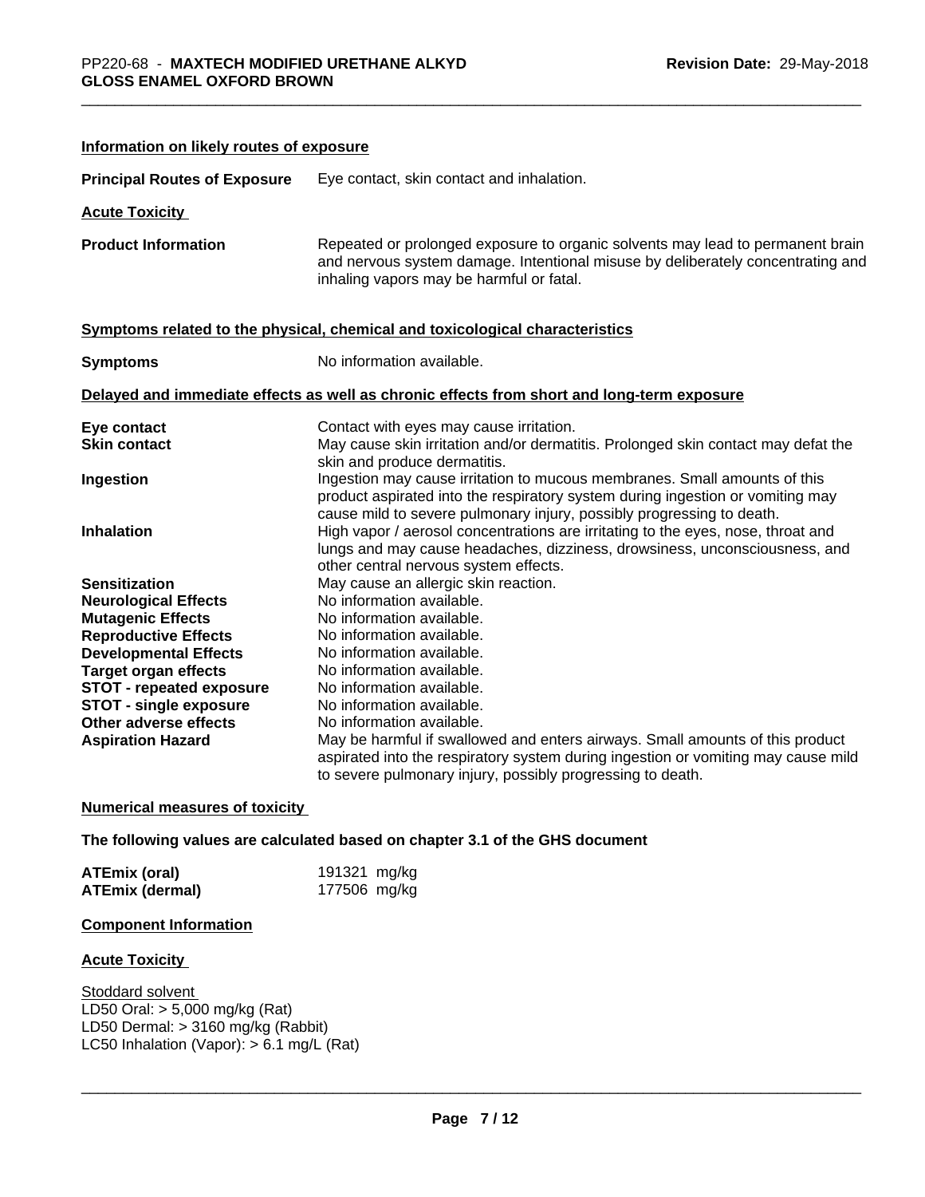### Information on likely routes of exposure

| | |
|---|---|
| **Principal Routes of Exposure** | Eye contact, skin contact and inhalation. |

### Acute Toxicity

| | |
|---|---|
| **Product Information** | Repeated or prolonged exposure to organic solvents may lead to permanent brain and nervous system damage. Intentional misuse by deliberately concentrating and inhaling vapors may be harmful or fatal. |

### Symptoms related to the physical, chemical and toxicological characteristics

| | |
|---|---|
| **Symptoms** | No information available. |

### Delayed and immediate effects as well as chronic effects from short and long-term exposure

| | |
|---|---|
| **Eye contact** | Contact with eyes may cause irritation. |
| **Skin contact** | May cause skin irritation and/or dermatitis. Prolonged skin contact may defat the skin and produce dermatitis. |
| **Ingestion** | Ingestion may cause irritation to mucous membranes. Small amounts of this product aspirated into the respiratory system during ingestion or vomiting may cause mild to severe pulmonary injury, possibly progressing to death. |
| **Inhalation** | High vapor / aerosol concentrations are irritating to the eyes, nose, throat and lungs and may cause headaches, dizziness, drowsiness, unconsciousness, and other central nervous system effects. |
| **Sensitization** | May cause an allergic skin reaction. |
| **Neurological Effects** | No information available. |
| **Mutagenic Effects** | No information available. |
| **Reproductive Effects** | No information available. |
| **Developmental Effects** | No information available. |
| **Target organ effects** | No information available. |
| **STOT - repeated exposure** | No information available. |
| **STOT - single exposure** | No information available. |
| **Other adverse effects** | No information available. |
| **Aspiration Hazard** | May be harmful if swallowed and enters airways. Small amounts of this product aspirated into the respiratory system during ingestion or vomiting may cause mild to severe pulmonary injury, possibly progressing to death. |

### Numerical measures of toxicity

**The following values are calculated based on chapter 3.1 of the GHS document**

| | |
|---|---|
| **ATEmix (oral)** | 191321 mg/kg |
| **ATEmix (dermal)** | 177506 mg/kg |

### Component Information

### Acute Toxicity

Stoddard solvent
LD50 Oral: > 5,000 mg/kg (Rat)
LD50 Dermal: > 3160 mg/kg (Rabbit)
LC50 Inhalation (Vapor): > 6.1 mg/L (Rat)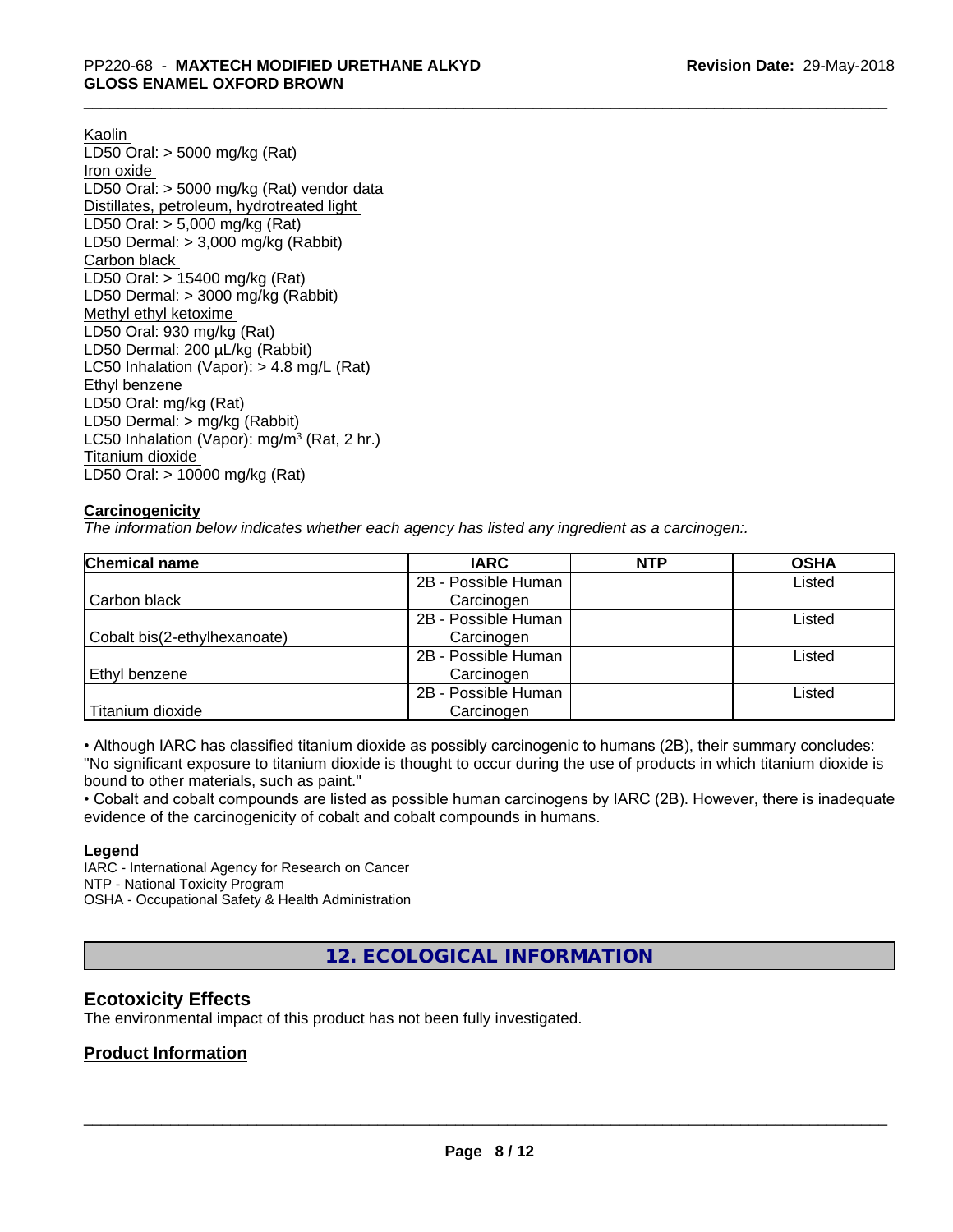Kaolin
LD50 Oral: > 5000 mg/kg (Rat)
Iron oxide
LD50 Oral: > 5000 mg/kg (Rat) vendor data
Distillates, petroleum, hydrotreated light
LD50 Oral: > 5,000 mg/kg (Rat)
LD50 Dermal: > 3,000 mg/kg (Rabbit)
Carbon black
LD50 Oral: > 15400 mg/kg (Rat)
LD50 Dermal: > 3000 mg/kg (Rabbit)
Methyl ethyl ketoxime
LD50 Oral: 930 mg/kg (Rat)
LD50 Dermal: 200 µL/kg (Rabbit)
LC50 Inhalation (Vapor): > 4.8 mg/L (Rat)
Ethyl benzene
LD50 Oral: mg/kg (Rat)
LD50 Dermal: > mg/kg (Rabbit)
LC50 Inhalation (Vapor): mg/m$^3$ (Rat, 2 hr.)
Titanium dioxide
LD50 Oral: > 10000 mg/kg (Rat)

**Carcinogenicity**

*The information below indicates whether each agency has listed any ingredient as a carcinogen:.*

| Chemical name | IARC | NTP | OSHA |
|---|---|---|---|
| Carbon black | 2B - Possible Human Carcinogen | | Listed |
| Cobalt bis(2-ethylhexanoate) | 2B - Possible Human Carcinogen | | Listed |
| Ethyl benzene | 2B - Possible Human Carcinogen | | Listed |
| Titanium dioxide | 2B - Possible Human Carcinogen | | Listed |

• Although IARC has classified titanium dioxide as possibly carcinogenic to humans (2B), their summary concludes: "No significant exposure to titanium dioxide is thought to occur during the use of products in which titanium dioxide is bound to other materials, such as paint."
• Cobalt and cobalt compounds are listed as possible human carcinogens by IARC (2B). However, there is inadequate evidence of the carcinogenicity of cobalt and cobalt compounds in humans.

**Legend**

IARC - International Agency for Research on Cancer
NTP - National Toxicity Program
OSHA - Occupational Safety & Health Administration

## 12. ECOLOGICAL INFORMATION

### Ecotoxicity Effects

The environmental impact of this product has not been fully investigated.

### Product Information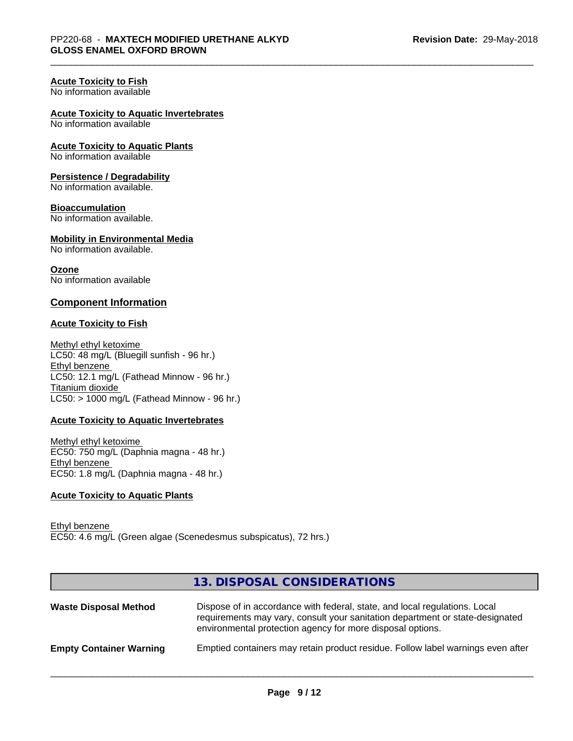**Acute Toxicity to Fish**
No information available

**Acute Toxicity to Aquatic Invertebrates**
No information available

**Acute Toxicity to Aquatic Plants**
No information available

**Persistence / Degradability**
No information available.

**Bioaccumulation**
No information available.

**Mobility in Environmental Media**
No information available.

**Ozone**
No information available

## Component Information

**Acute Toxicity to Fish**

Methyl ethyl ketoxime
LC50: 48 mg/L (Bluegill sunfish - 96 hr.)
Ethyl benzene
LC50: 12.1 mg/L (Fathead Minnow - 96 hr.)
Titanium dioxide
LC50: > 1000 mg/L (Fathead Minnow - 96 hr.)

**Acute Toxicity to Aquatic Invertebrates**

Methyl ethyl ketoxime
EC50: 750 mg/L (Daphnia magna - 48 hr.)
Ethyl benzene
EC50: 1.8 mg/L (Daphnia magna - 48 hr.)

**Acute Toxicity to Aquatic Plants**

Ethyl benzene
EC50: 4.6 mg/L (Green algae (Scenedesmus subspicatus), 72 hrs.)

## 13. DISPOSAL CONSIDERATIONS

**Waste Disposal Method** Dispose of in accordance with federal, state, and local regulations. Local requirements may vary, consult your sanitation department or state-designated environmental protection agency for more disposal options.

**Empty Container Warning** Emptied containers may retain product residue. Follow label warnings even after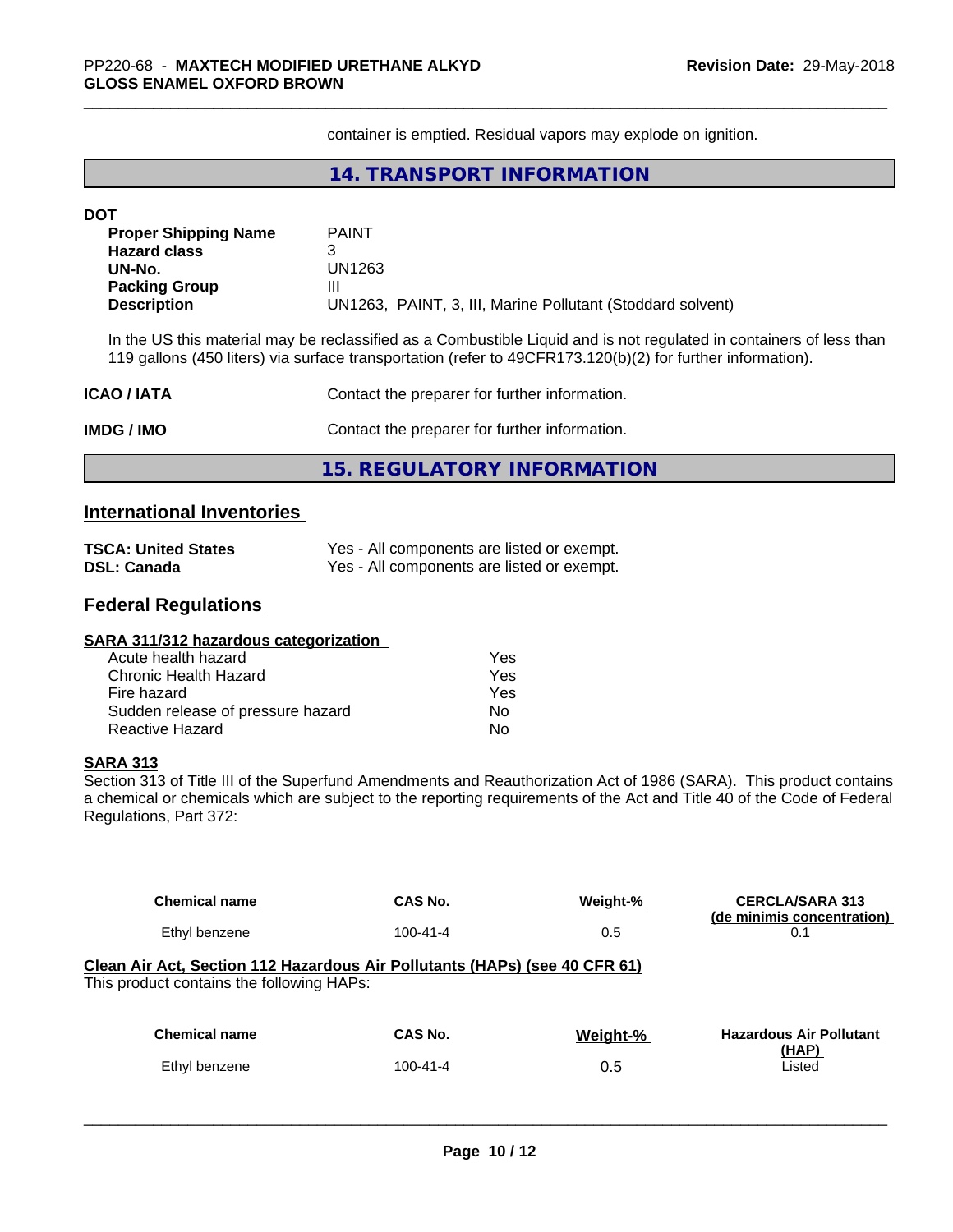container is emptied. Residual vapors may explode on ignition.

## 14. TRANSPORT INFORMATION

**DOT**

| | |
|---|---|
| **Proper Shipping Name** | PAINT |
| **Hazard class** | 3 |
| **UN-No.** | UN1263 |
| **Packing Group** | III |
| **Description** | UN1263, PAINT, 3, III, Marine Pollutant (Stoddard solvent) |

In the US this material may be reclassified as a Combustible Liquid and is not regulated in containers of less than 119 gallons (450 liters) via surface transportation (refer to 49CFR173.120(b)(2) for further information).

**ICAO / IATA** Contact the preparer for further information.

**IMDG / IMO** Contact the preparer for further information.

## 15. REGULATORY INFORMATION

### International Inventories

| | |
|---|---|
| **TSCA: United States** | Yes - All components are listed or exempt. |
| **DSL: Canada** | Yes - All components are listed or exempt. |

### Federal Regulations

**SARA 311/312 hazardous categorization**

| | |
|---|---|
| Acute health hazard | Yes |
| Chronic Health Hazard | Yes |
| Fire hazard | Yes |
| Sudden release of pressure hazard | No |
| Reactive Hazard | No |

**SARA 313**

Section 313 of Title III of the Superfund Amendments and Reauthorization Act of 1986 (SARA). This product contains a chemical or chemicals which are subject to the reporting requirements of the Act and Title 40 of the Code of Federal Regulations, Part 372:

| Chemical name | CAS No. | Weight-% | CERCLA/SARA 313 (de minimis concentration) |
|---|---|---|---|
| Ethyl benzene | 100-41-4 | 0.5 | 0.1 |

**Clean Air Act, Section 112 Hazardous Air Pollutants (HAPs) (see 40 CFR 61)**

This product contains the following HAPs:

| Chemical name | CAS No. | Weight-% | Hazardous Air Pollutant (HAP) |
|---|---|---|---|
| Ethyl benzene | 100-41-4 | 0.5 | Listed |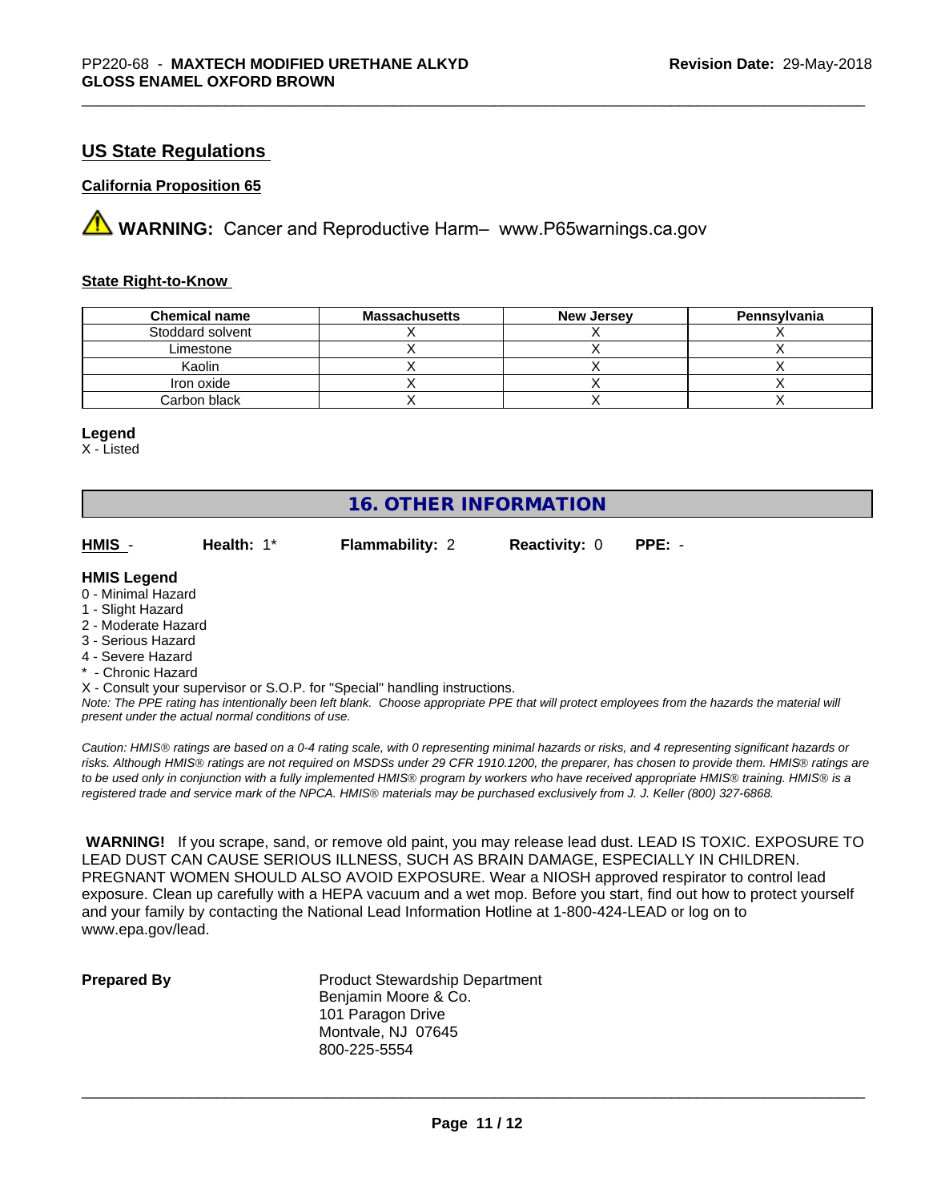## US State Regulations

### California Proposition 65

**WARNING:** Cancer and Reproductive Harm– www.P65warnings.ca.gov

### State Right-to-Know

| Chemical name | Massachusetts | New Jersey | Pennsylvania |
| --- | --- | --- | --- |
| Stoddard solvent | X | X | X |
| Limestone | X | X | X |
| Kaolin | X | X | X |
| Iron oxide | X | X | X |
| Carbon black | X | X | X |

**Legend**
X - Listed

## 16. OTHER INFORMATION

**HMIS** - **Health:** 1* **Flammability:** 2 **Reactivity:** 0 **PPE:** -

**HMIS Legend**
0 - Minimal Hazard
1 - Slight Hazard
2 - Moderate Hazard
3 - Serious Hazard
4 - Severe Hazard
* - Chronic Hazard
X - Consult your supervisor or S.O.P. for "Special" handling instructions.

*Note: The PPE rating has intentionally been left blank. Choose appropriate PPE that will protect employees from the hazards the material will present under the actual normal conditions of use.*

*Caution: HMIS® ratings are based on a 0-4 rating scale, with 0 representing minimal hazards or risks, and 4 representing significant hazards or risks. Although HMIS® ratings are not required on MSDSs under 29 CFR 1910.1200, the preparer, has chosen to provide them. HMIS® ratings are to be used only in conjunction with a fully implemented HMIS® program by workers who have received appropriate HMIS® training. HMIS® is a registered trade and service mark of the NPCA. HMIS® materials may be purchased exclusively from J. J. Keller (800) 327-6868.*

**WARNING!** If you scrape, sand, or remove old paint, you may release lead dust. LEAD IS TOXIC. EXPOSURE TO LEAD DUST CAN CAUSE SERIOUS ILLNESS, SUCH AS BRAIN DAMAGE, ESPECIALLY IN CHILDREN. PREGNANT WOMEN SHOULD ALSO AVOID EXPOSURE. Wear a NIOSH approved respirator to control lead exposure. Clean up carefully with a HEPA vacuum and a wet mop. Before you start, find out how to protect yourself and your family by contacting the National Lead Information Hotline at 1-800-424-LEAD or log on to www.epa.gov/lead.

**Prepared By**

Product Stewardship Department
Benjamin Moore & Co.
101 Paragon Drive
Montvale, NJ 07645
800-225-5554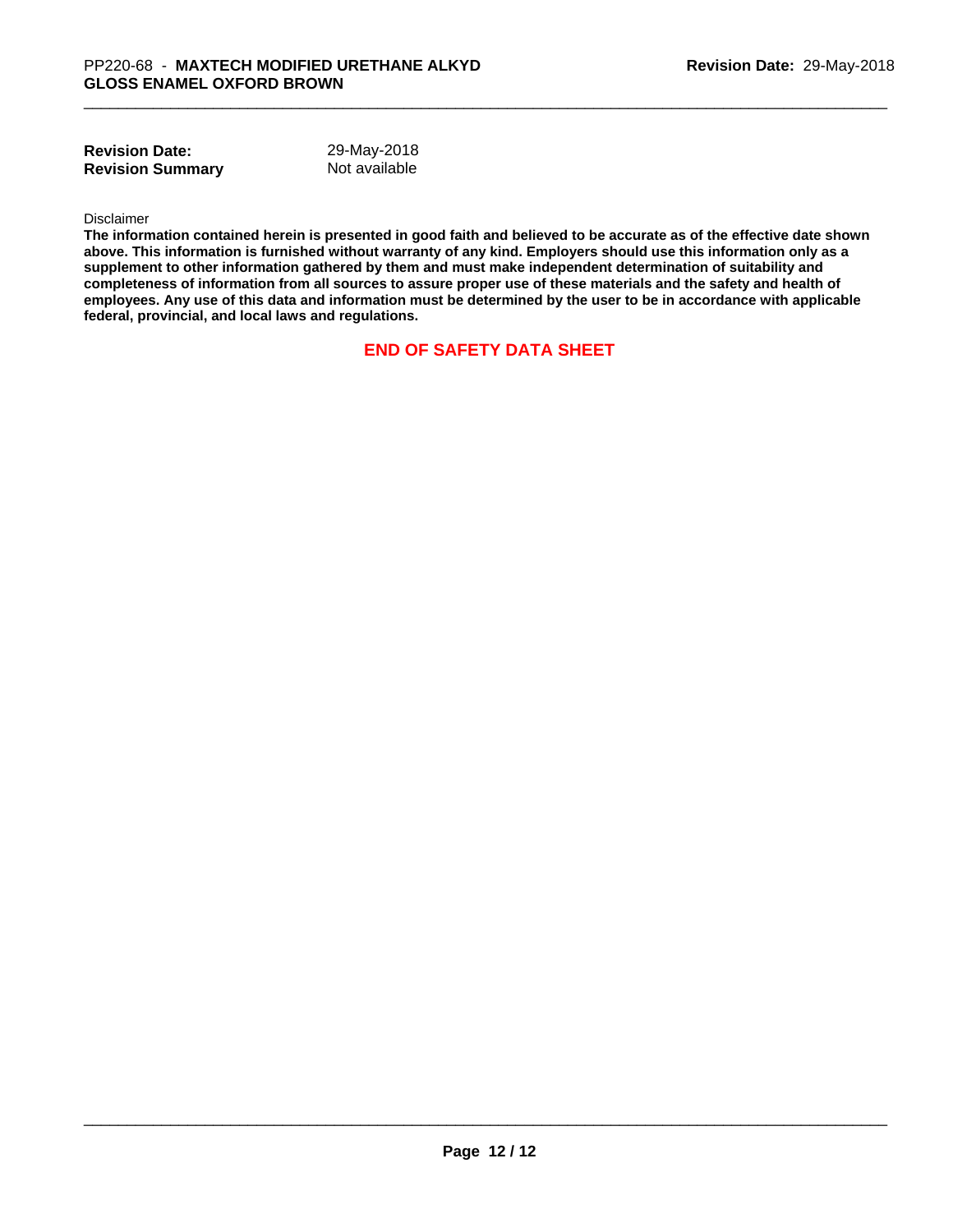| | |
|---|---|
| **Revision Date:** | 29-May-2018 |
| **Revision Summary** | Not available |

Disclaimer

**The information contained herein is presented in good faith and believed to be accurate as of the effective date shown above. This information is furnished without warranty of any kind. Employers should use this information only as a supplement to other information gathered by them and must make independent determination of suitability and completeness of information from all sources to assure proper use of these materials and the safety and health of employees. Any use of this data and information must be determined by the user to be in accordance with applicable federal, provincial, and local laws and regulations.**

**END OF SAFETY DATA SHEET**